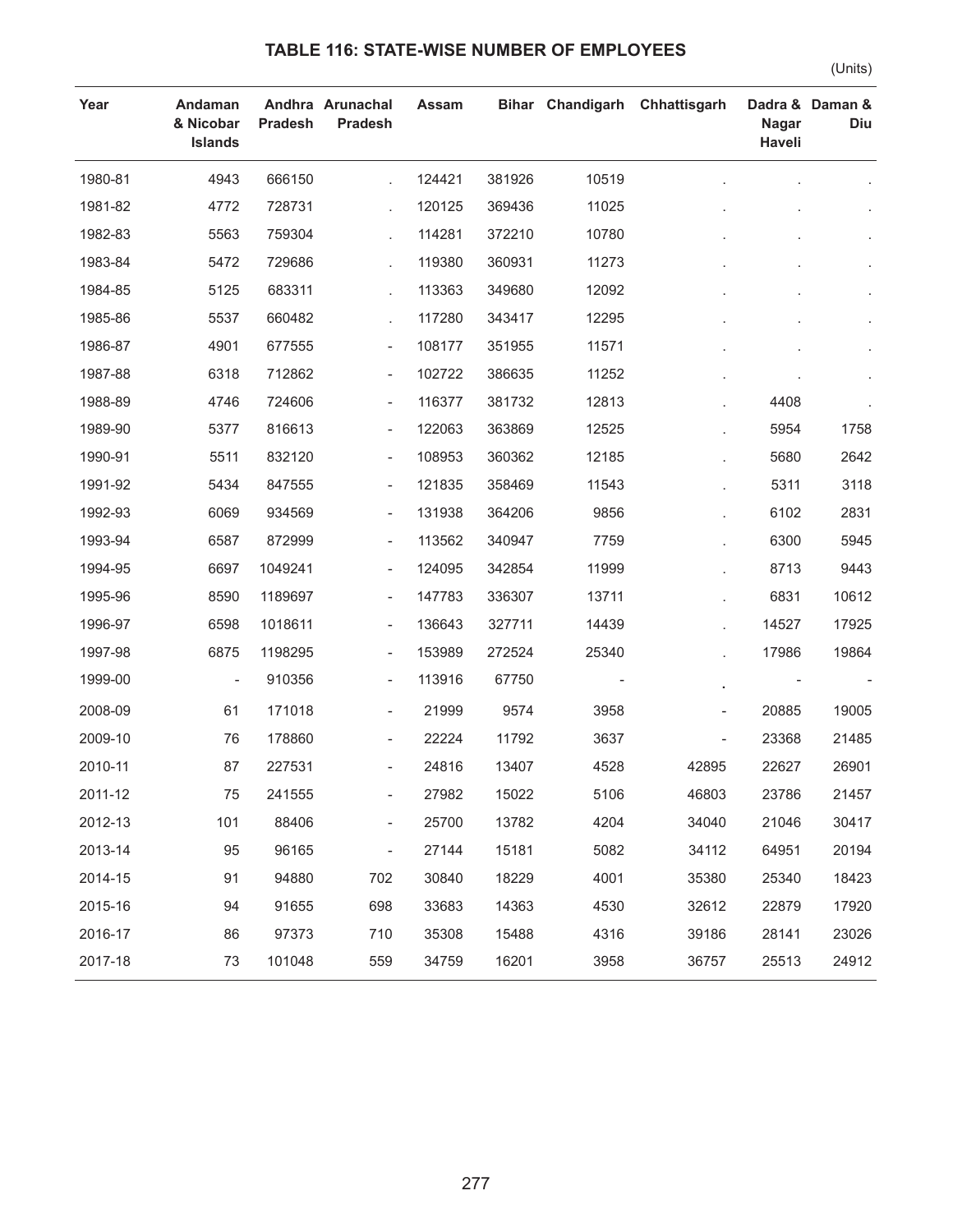## TABLE 116: STATE-WISE NUMBER OF EMPLOYEES

(Units)

| Year | Andaman & Nicobar Islands | Andhra Pradesh | Arunachal Pradesh | Assam | Bihar | Chandigarh | Chhattisgarh | Dadra & Nagar Haveli | Daman & Diu |
|---|---|---|---|---|---|---|---|---|---|
| 1980-81 | 4943 | 666150 | . | 124421 | 381926 | 10519 | . | . | . |
| 1981-82 | 4772 | 728731 | . | 120125 | 369436 | 11025 | . | . | . |
| 1982-83 | 5563 | 759304 | . | 114281 | 372210 | 10780 | . | . | . |
| 1983-84 | 5472 | 729686 | . | 119380 | 360931 | 11273 | . | . | . |
| 1984-85 | 5125 | 683311 | . | 113363 | 349680 | 12092 | . | . | . |
| 1985-86 | 5537 | 660482 | . | 117280 | 343417 | 12295 | . | . | . |
| 1986-87 | 4901 | 677555 | - | 108177 | 351955 | 11571 | . | . | . |
| 1987-88 | 6318 | 712862 | - | 102722 | 386635 | 11252 | . | . | . |
| 1988-89 | 4746 | 724606 | - | 116377 | 381732 | 12813 | . | 4408 | . |
| 1989-90 | 5377 | 816613 | - | 122063 | 363869 | 12525 | . | 5954 | 1758 |
| 1990-91 | 5511 | 832120 | - | 108953 | 360362 | 12185 | . | 5680 | 2642 |
| 1991-92 | 5434 | 847555 | - | 121835 | 358469 | 11543 | . | 5311 | 3118 |
| 1992-93 | 6069 | 934569 | - | 131938 | 364206 | 9856 | . | 6102 | 2831 |
| 1993-94 | 6587 | 872999 | - | 113562 | 340947 | 7759 | . | 6300 | 5945 |
| 1994-95 | 6697 | 1049241 | - | 124095 | 342854 | 11999 | . | 8713 | 9443 |
| 1995-96 | 8590 | 1189697 | - | 147783 | 336307 | 13711 | . | 6831 | 10612 |
| 1996-97 | 6598 | 1018611 | - | 136643 | 327711 | 14439 | . | 14527 | 17925 |
| 1997-98 | 6875 | 1198295 | - | 153989 | 272524 | 25340 | . | 17986 | 19864 |
| 1999-00 | - | 910356 | - | 113916 | 67750 | - | . | - | - |
| 2008-09 | 61 | 171018 | - | 21999 | 9574 | 3958 | - | 20885 | 19005 |
| 2009-10 | 76 | 178860 | - | 22224 | 11792 | 3637 | - | 23368 | 21485 |
| 2010-11 | 87 | 227531 | - | 24816 | 13407 | 4528 | 42895 | 22627 | 26901 |
| 2011-12 | 75 | 241555 | - | 27982 | 15022 | 5106 | 46803 | 23786 | 21457 |
| 2012-13 | 101 | 88406 | - | 25700 | 13782 | 4204 | 34040 | 21046 | 30417 |
| 2013-14 | 95 | 96165 | - | 27144 | 15181 | 5082 | 34112 | 64951 | 20194 |
| 2014-15 | 91 | 94880 | 702 | 30840 | 18229 | 4001 | 35380 | 25340 | 18423 |
| 2015-16 | 94 | 91655 | 698 | 33683 | 14363 | 4530 | 32612 | 22879 | 17920 |
| 2016-17 | 86 | 97373 | 710 | 35308 | 15488 | 4316 | 39186 | 28141 | 23026 |
| 2017-18 | 73 | 101048 | 559 | 34759 | 16201 | 3958 | 36757 | 25513 | 24912 |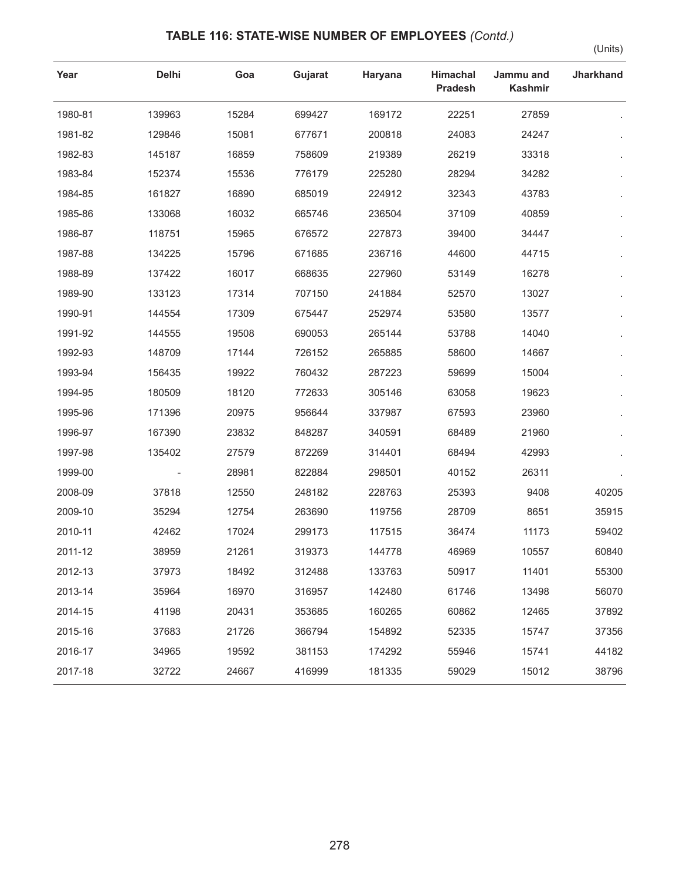## TABLE 116: STATE-WISE NUMBER OF EMPLOYEES *(Contd.)*

(Units)

| Year | Delhi | Goa | Gujarat | Haryana | Himachal Pradesh | Jammu and Kashmir | Jharkhand |
|---|---|---|---|---|---|---|---|
| 1980-81 | 139963 | 15284 | 699427 | 169172 | 22251 | 27859 | . |
| 1981-82 | 129846 | 15081 | 677671 | 200818 | 24083 | 24247 | . |
| 1982-83 | 145187 | 16859 | 758609 | 219389 | 26219 | 33318 | . |
| 1983-84 | 152374 | 15536 | 776179 | 225280 | 28294 | 34282 | . |
| 1984-85 | 161827 | 16890 | 685019 | 224912 | 32343 | 43783 | . |
| 1985-86 | 133068 | 16032 | 665746 | 236504 | 37109 | 40859 | . |
| 1986-87 | 118751 | 15965 | 676572 | 227873 | 39400 | 34447 | . |
| 1987-88 | 134225 | 15796 | 671685 | 236716 | 44600 | 44715 | . |
| 1988-89 | 137422 | 16017 | 668635 | 227960 | 53149 | 16278 | . |
| 1989-90 | 133123 | 17314 | 707150 | 241884 | 52570 | 13027 | . |
| 1990-91 | 144554 | 17309 | 675447 | 252974 | 53580 | 13577 | . |
| 1991-92 | 144555 | 19508 | 690053 | 265144 | 53788 | 14040 | . |
| 1992-93 | 148709 | 17144 | 726152 | 265885 | 58600 | 14667 | . |
| 1993-94 | 156435 | 19922 | 760432 | 287223 | 59699 | 15004 | . |
| 1994-95 | 180509 | 18120 | 772633 | 305146 | 63058 | 19623 | . |
| 1995-96 | 171396 | 20975 | 956644 | 337987 | 67593 | 23960 | . |
| 1996-97 | 167390 | 23832 | 848287 | 340591 | 68489 | 21960 | . |
| 1997-98 | 135402 | 27579 | 872269 | 314401 | 68494 | 42993 | . |
| 1999-00 | - | 28981 | 822884 | 298501 | 40152 | 26311 | . |
| 2008-09 | 37818 | 12550 | 248182 | 228763 | 25393 | 9408 | 40205 |
| 2009-10 | 35294 | 12754 | 263690 | 119756 | 28709 | 8651 | 35915 |
| 2010-11 | 42462 | 17024 | 299173 | 117515 | 36474 | 11173 | 59402 |
| 2011-12 | 38959 | 21261 | 319373 | 144778 | 46969 | 10557 | 60840 |
| 2012-13 | 37973 | 18492 | 312488 | 133763 | 50917 | 11401 | 55300 |
| 2013-14 | 35964 | 16970 | 316957 | 142480 | 61746 | 13498 | 56070 |
| 2014-15 | 41198 | 20431 | 353685 | 160265 | 60862 | 12465 | 37892 |
| 2015-16 | 37683 | 21726 | 366794 | 154892 | 52335 | 15747 | 37356 |
| 2016-17 | 34965 | 19592 | 381153 | 174292 | 55946 | 15741 | 44182 |
| 2017-18 | 32722 | 24667 | 416999 | 181335 | 59029 | 15012 | 38796 |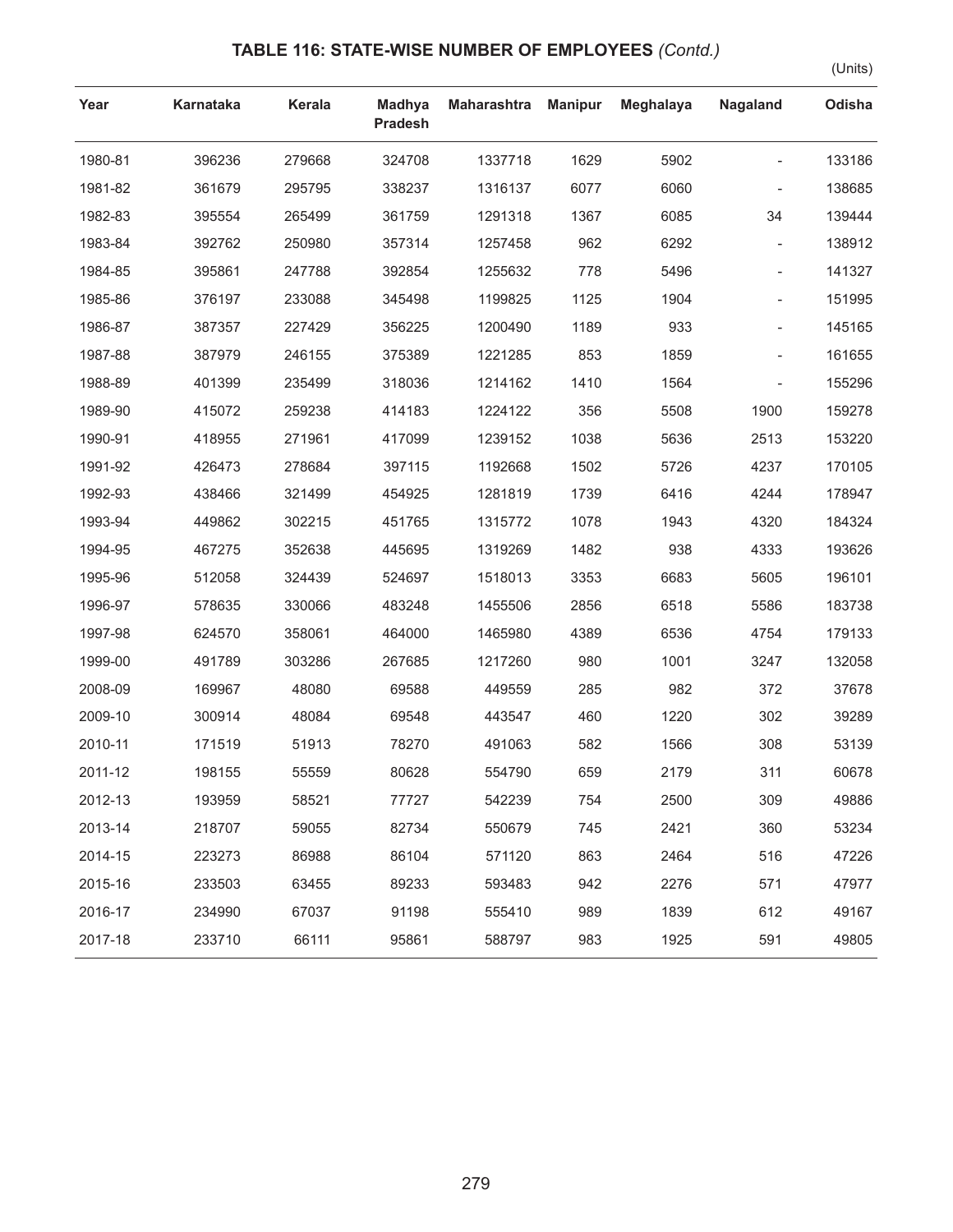## TABLE 116: STATE-WISE NUMBER OF EMPLOYEES *(Contd.)*

(Units)

| Year | Karnataka | Kerala | Madhya Pradesh | Maharashtra | Manipur | Meghalaya | Nagaland | Odisha |
|---|---|---|---|---|---|---|---|---|
| 1980-81 | 396236 | 279668 | 324708 | 1337718 | 1629 | 5902 | - | 133186 |
| 1981-82 | 361679 | 295795 | 338237 | 1316137 | 6077 | 6060 | - | 138685 |
| 1982-83 | 395554 | 265499 | 361759 | 1291318 | 1367 | 6085 | 34 | 139444 |
| 1983-84 | 392762 | 250980 | 357314 | 1257458 | 962 | 6292 | - | 138912 |
| 1984-85 | 395861 | 247788 | 392854 | 1255632 | 778 | 5496 | - | 141327 |
| 1985-86 | 376197 | 233088 | 345498 | 1199825 | 1125 | 1904 | - | 151995 |
| 1986-87 | 387357 | 227429 | 356225 | 1200490 | 1189 | 933 | - | 145165 |
| 1987-88 | 387979 | 246155 | 375389 | 1221285 | 853 | 1859 | - | 161655 |
| 1988-89 | 401399 | 235499 | 318036 | 1214162 | 1410 | 1564 | - | 155296 |
| 1989-90 | 415072 | 259238 | 414183 | 1224122 | 356 | 5508 | 1900 | 159278 |
| 1990-91 | 418955 | 271961 | 417099 | 1239152 | 1038 | 5636 | 2513 | 153220 |
| 1991-92 | 426473 | 278684 | 397115 | 1192668 | 1502 | 5726 | 4237 | 170105 |
| 1992-93 | 438466 | 321499 | 454925 | 1281819 | 1739 | 6416 | 4244 | 178947 |
| 1993-94 | 449862 | 302215 | 451765 | 1315772 | 1078 | 1943 | 4320 | 184324 |
| 1994-95 | 467275 | 352638 | 445695 | 1319269 | 1482 | 938 | 4333 | 193626 |
| 1995-96 | 512058 | 324439 | 524697 | 1518013 | 3353 | 6683 | 5605 | 196101 |
| 1996-97 | 578635 | 330066 | 483248 | 1455506 | 2856 | 6518 | 5586 | 183738 |
| 1997-98 | 624570 | 358061 | 464000 | 1465980 | 4389 | 6536 | 4754 | 179133 |
| 1999-00 | 491789 | 303286 | 267685 | 1217260 | 980 | 1001 | 3247 | 132058 |
| 2008-09 | 169967 | 48080 | 69588 | 449559 | 285 | 982 | 372 | 37678 |
| 2009-10 | 300914 | 48084 | 69548 | 443547 | 460 | 1220 | 302 | 39289 |
| 2010-11 | 171519 | 51913 | 78270 | 491063 | 582 | 1566 | 308 | 53139 |
| 2011-12 | 198155 | 55559 | 80628 | 554790 | 659 | 2179 | 311 | 60678 |
| 2012-13 | 193959 | 58521 | 77727 | 542239 | 754 | 2500 | 309 | 49886 |
| 2013-14 | 218707 | 59055 | 82734 | 550679 | 745 | 2421 | 360 | 53234 |
| 2014-15 | 223273 | 86988 | 86104 | 571120 | 863 | 2464 | 516 | 47226 |
| 2015-16 | 233503 | 63455 | 89233 | 593483 | 942 | 2276 | 571 | 47977 |
| 2016-17 | 234990 | 67037 | 91198 | 555410 | 989 | 1839 | 612 | 49167 |
| 2017-18 | 233710 | 66111 | 95861 | 588797 | 983 | 1925 | 591 | 49805 |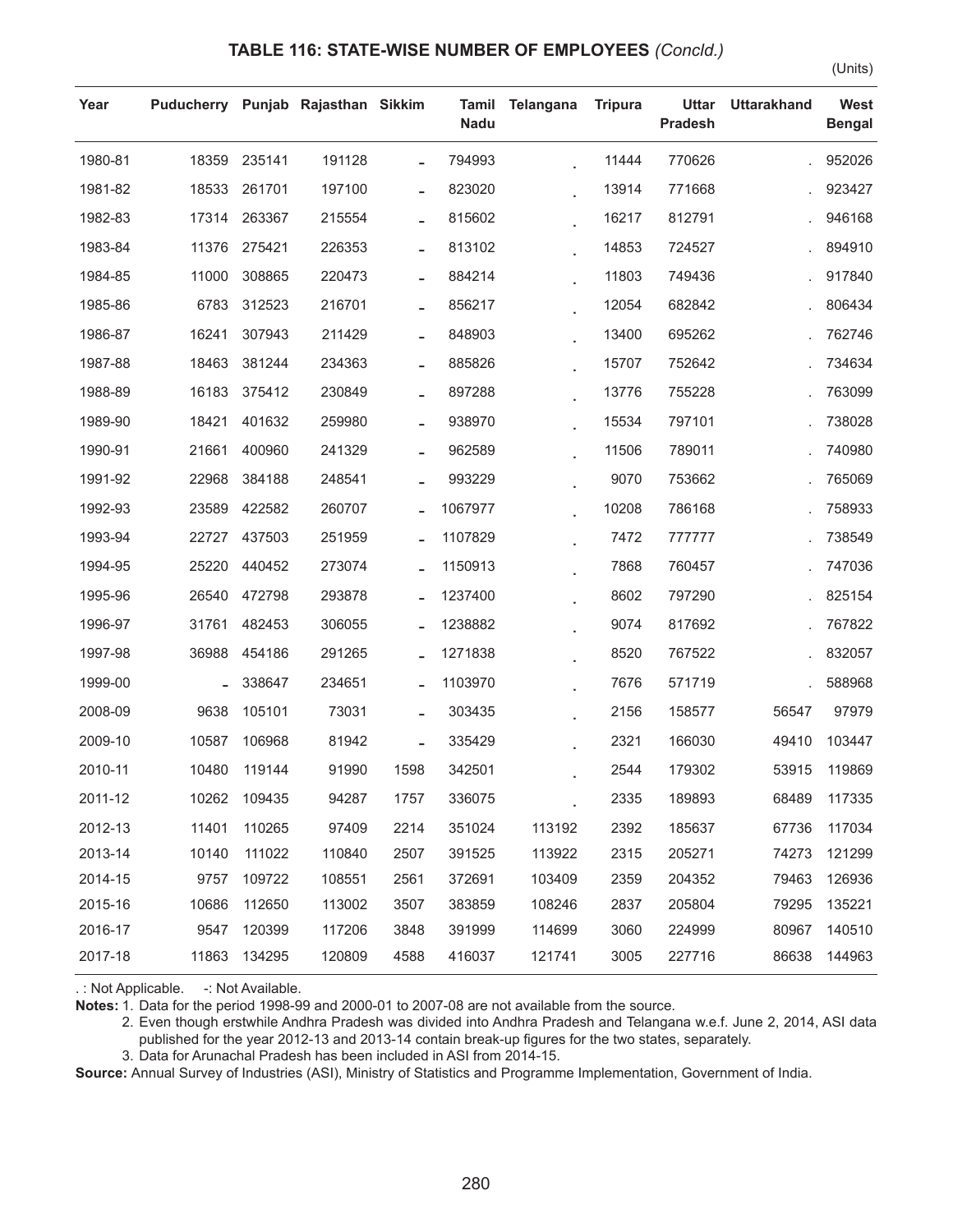## TABLE 116: STATE-WISE NUMBER OF EMPLOYEES *(Concld.)*

(Units)

| Year | Puducherry | Punjab | Rajasthan | Sikkim | Tamil Nadu | Telangana | Tripura | Uttar Pradesh | Uttarakhand | West Bengal |
|---|---|---|---|---|---|---|---|---|---|---|
| 1980-81 | 18359 | 235141 | 191128 | - | 794993 | . | 11444 | 770626 | . | 952026 |
| 1981-82 | 18533 | 261701 | 197100 | - | 823020 | . | 13914 | 771668 | . | 923427 |
| 1982-83 | 17314 | 263367 | 215554 | - | 815602 | . | 16217 | 812791 | . | 946168 |
| 1983-84 | 11376 | 275421 | 226353 | - | 813102 | . | 14853 | 724527 | . | 894910 |
| 1984-85 | 11000 | 308865 | 220473 | - | 884214 | . | 11803 | 749436 | . | 917840 |
| 1985-86 | 6783 | 312523 | 216701 | - | 856217 | . | 12054 | 682842 | . | 806434 |
| 1986-87 | 16241 | 307943 | 211429 | - | 848903 | . | 13400 | 695262 | . | 762746 |
| 1987-88 | 18463 | 381244 | 234363 | - | 885826 | . | 15707 | 752642 | . | 734634 |
| 1988-89 | 16183 | 375412 | 230849 | - | 897288 | . | 13776 | 755228 | . | 763099 |
| 1989-90 | 18421 | 401632 | 259980 | - | 938970 | . | 15534 | 797101 | . | 738028 |
| 1990-91 | 21661 | 400960 | 241329 | - | 962589 | . | 11506 | 789011 | . | 740980 |
| 1991-92 | 22968 | 384188 | 248541 | - | 993229 | . | 9070 | 753662 | . | 765069 |
| 1992-93 | 23589 | 422582 | 260707 | - | 1067977 | . | 10208 | 786168 | . | 758933 |
| 1993-94 | 22727 | 437503 | 251959 | - | 1107829 | . | 7472 | 777777 | . | 738549 |
| 1994-95 | 25220 | 440452 | 273074 | - | 1150913 | . | 7868 | 760457 | . | 747036 |
| 1995-96 | 26540 | 472798 | 293878 | - | 1237400 | . | 8602 | 797290 | . | 825154 |
| 1996-97 | 31761 | 482453 | 306055 | - | 1238882 | . | 9074 | 817692 | . | 767822 |
| 1997-98 | 36988 | 454186 | 291265 | - | 1271838 | . | 8520 | 767522 | . | 832057 |
| 1999-00 | - | 338647 | 234651 | - | 1103970 | . | 7676 | 571719 | . | 588968 |
| 2008-09 | 9638 | 105101 | 73031 | - | 303435 | . | 2156 | 158577 | 56547 | 97979 |
| 2009-10 | 10587 | 106968 | 81942 | - | 335429 | . | 2321 | 166030 | 49410 | 103447 |
| 2010-11 | 10480 | 119144 | 91990 | 1598 | 342501 | . | 2544 | 179302 | 53915 | 119869 |
| 2011-12 | 10262 | 109435 | 94287 | 1757 | 336075 | . | 2335 | 189893 | 68489 | 117335 |
| 2012-13 | 11401 | 110265 | 97409 | 2214 | 351024 | 113192 | 2392 | 185637 | 67736 | 117034 |
| 2013-14 | 10140 | 111022 | 110840 | 2507 | 391525 | 113922 | 2315 | 205271 | 74273 | 121299 |
| 2014-15 | 9757 | 109722 | 108551 | 2561 | 372691 | 103409 | 2359 | 204352 | 79463 | 126936 |
| 2015-16 | 10686 | 112650 | 113002 | 3507 | 383859 | 108246 | 2837 | 205804 | 79295 | 135221 |
| 2016-17 | 9547 | 120399 | 117206 | 3848 | 391999 | 114699 | 3060 | 224999 | 80967 | 140510 |
| 2017-18 | 11863 | 134295 | 120809 | 4588 | 416037 | 121741 | 3005 | 227716 | 86638 | 144963 |

. : Not Applicable. -: Not Available.

**Notes:** 1. Data for the period 1998-99 and 2000-01 to 2007-08 are not available from the source.

2. Even though erstwhile Andhra Pradesh was divided into Andhra Pradesh and Telangana w.e.f. June 2, 2014, ASI data published for the year 2012-13 and 2013-14 contain break-up figures for the two states, separately.

3. Data for Arunachal Pradesh has been included in ASI from 2014-15.

**Source:** Annual Survey of Industries (ASI), Ministry of Statistics and Programme Implementation, Government of India.